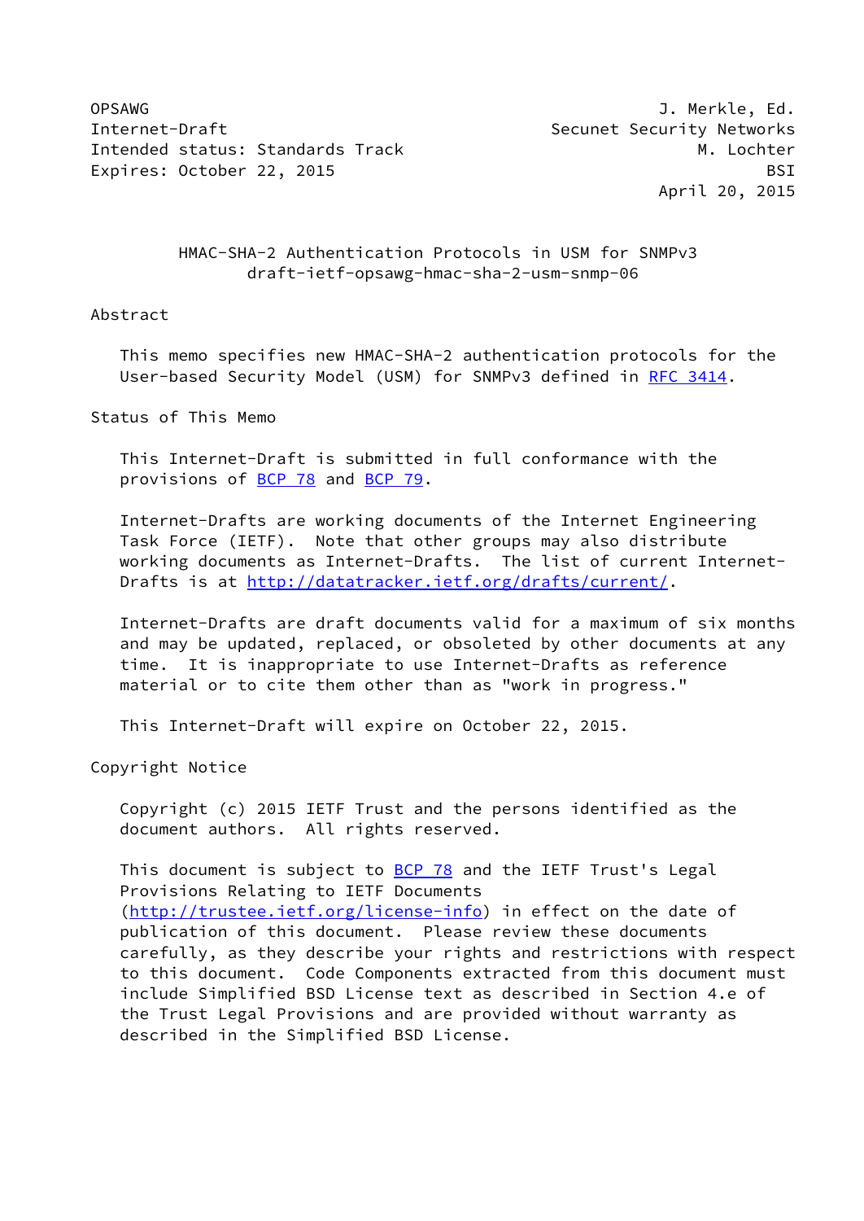OPSAWG                                                    J. Merkle, Ed.
Internet-Draft                                 Secunet Security Networks
Intended status: Standards Track                              M. Lochter
Expires: October 22, 2015                                            BSI
                                                          April 20, 2015

# HMAC-SHA-2 Authentication Protocols in USM for SNMPv3
## draft-ietf-opsawg-hmac-sha-2-usm-snmp-06

## Abstract

This memo specifies new HMAC-SHA-2 authentication protocols for the User-based Security Model (USM) for SNMPv3 defined in RFC 3414.

## Status of This Memo

This Internet-Draft is submitted in full conformance with the provisions of BCP 78 and BCP 79.

Internet-Drafts are working documents of the Internet Engineering Task Force (IETF). Note that other groups may also distribute working documents as Internet-Drafts. The list of current Internet-Drafts is at http://datatracker.ietf.org/drafts/current/.

Internet-Drafts are draft documents valid for a maximum of six months and may be updated, replaced, or obsoleted by other documents at any time. It is inappropriate to use Internet-Drafts as reference material or to cite them other than as "work in progress."

This Internet-Draft will expire on October 22, 2015.

## Copyright Notice

Copyright (c) 2015 IETF Trust and the persons identified as the document authors. All rights reserved.

This document is subject to BCP 78 and the IETF Trust's Legal Provisions Relating to IETF Documents (http://trustee.ietf.org/license-info) in effect on the date of publication of this document. Please review these documents carefully, as they describe your rights and restrictions with respect to this document. Code Components extracted from this document must include Simplified BSD License text as described in Section 4.e of the Trust Legal Provisions and are provided without warranty as described in the Simplified BSD License.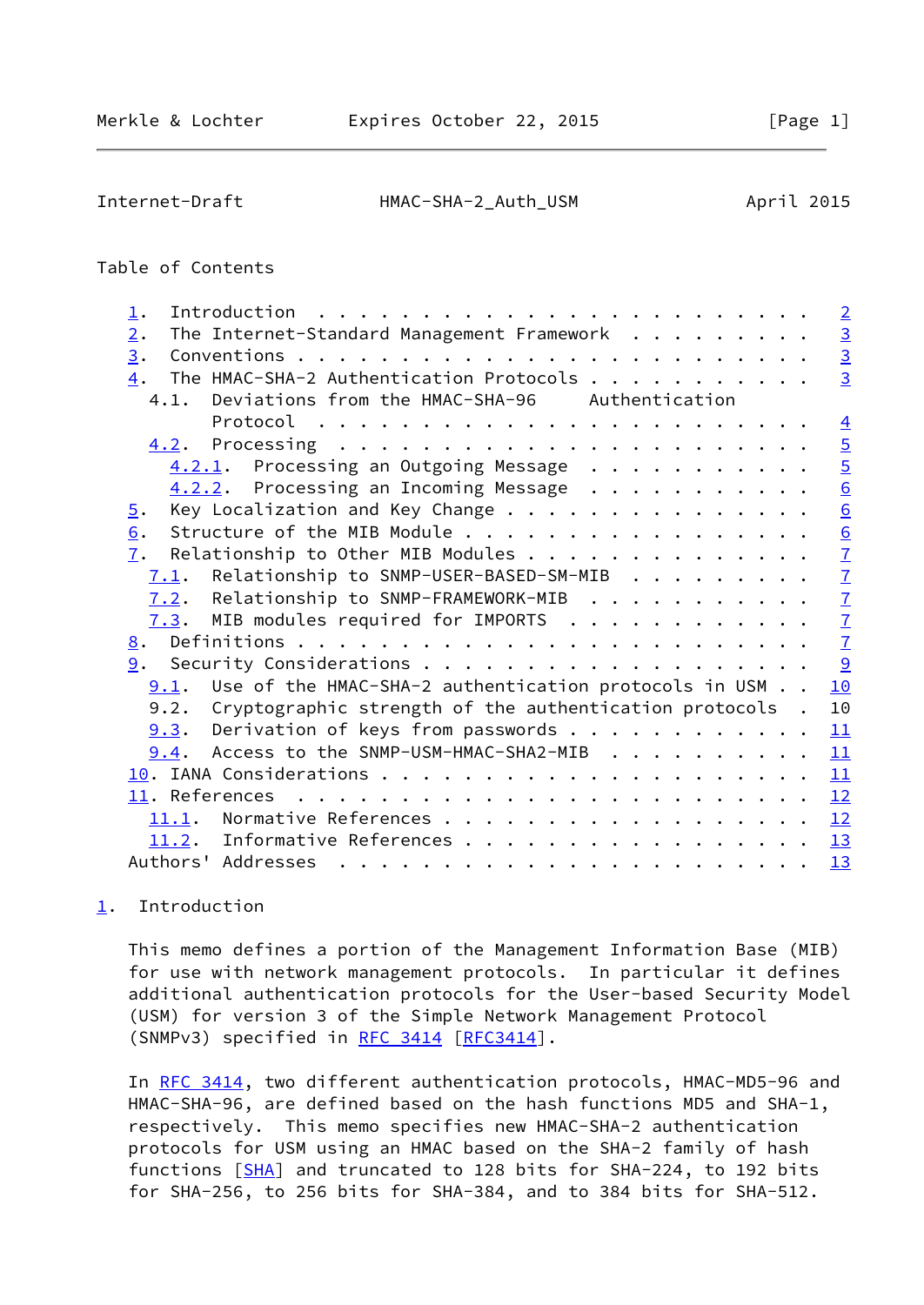Table of Contents

```
   1.  Introduction . . . . . . . . . . . . . . . . . . . . . . . .   2
   2.  The Internet-Standard Management Framework . . . . . . . . .   3
   3.  Conventions . . . . . . . . . . . . . . . . . . . . . . . . .   3
   4.  The HMAC-SHA-2 Authentication Protocols . . . . . . . . . . .   3
     4.1.  Deviations from the HMAC-SHA-96     Authentication
           Protocol  . . . . . . . . . . . . . . . . . . . . . . . .   4
     4.2.  Processing  . . . . . . . . . . . . . . . . . . . . . . .   5
       4.2.1.  Processing an Outgoing Message  . . . . . . . . . . .   5
       4.2.2.  Processing an Incoming Message  . . . . . . . . . . .   6
   5.  Key Localization and Key Change . . . . . . . . . . . . . . .   6
   6.  Structure of the MIB Module . . . . . . . . . . . . . . . . .   6
   7.  Relationship to Other MIB Modules . . . . . . . . . . . . . .   7
     7.1.  Relationship to SNMP-USER-BASED-SM-MIB  . . . . . . . . .   7
     7.2.  Relationship to SNMP-FRAMEWORK-MIB  . . . . . . . . . . .   7
     7.3.  MIB modules required for IMPORTS  . . . . . . . . . . . .   7
   8.  Definitions . . . . . . . . . . . . . . . . . . . . . . . . .   7
   9.  Security Considerations . . . . . . . . . . . . . . . . . . .   9
     9.1.  Use of the HMAC-SHA-2 authentication protocols in USM . .  10
     9.2.  Cryptographic strength of the authentication protocols  .  10
     9.3.  Derivation of keys from passwords . . . . . . . . . . . .  11
     9.4.  Access to the SNMP-USM-HMAC-SHA2-MIB  . . . . . . . . . .  11
   10. IANA Considerations . . . . . . . . . . . . . . . . . . . . .  11
   11. References  . . . . . . . . . . . . . . . . . . . . . . . . .  12
     11.1.  Normative References . . . . . . . . . . . . . . . . . .  12
     11.2.  Informative References . . . . . . . . . . . . . . . . .  13
   Authors' Addresses  . . . . . . . . . . . . . . . . . . . . . . .  13
```

## 1. Introduction

This memo defines a portion of the Management Information Base (MIB) for use with network management protocols. In particular it defines additional authentication protocols for the User-based Security Model (USM) for version 3 of the Simple Network Management Protocol (SNMPv3) specified in RFC 3414 [RFC3414].

In RFC 3414, two different authentication protocols, HMAC-MD5-96 and HMAC-SHA-96, are defined based on the hash functions MD5 and SHA-1, respectively. This memo specifies new HMAC-SHA-2 authentication protocols for USM using an HMAC based on the SHA-2 family of hash functions [SHA] and truncated to 128 bits for SHA-224, to 192 bits for SHA-256, to 256 bits for SHA-384, and to 384 bits for SHA-512.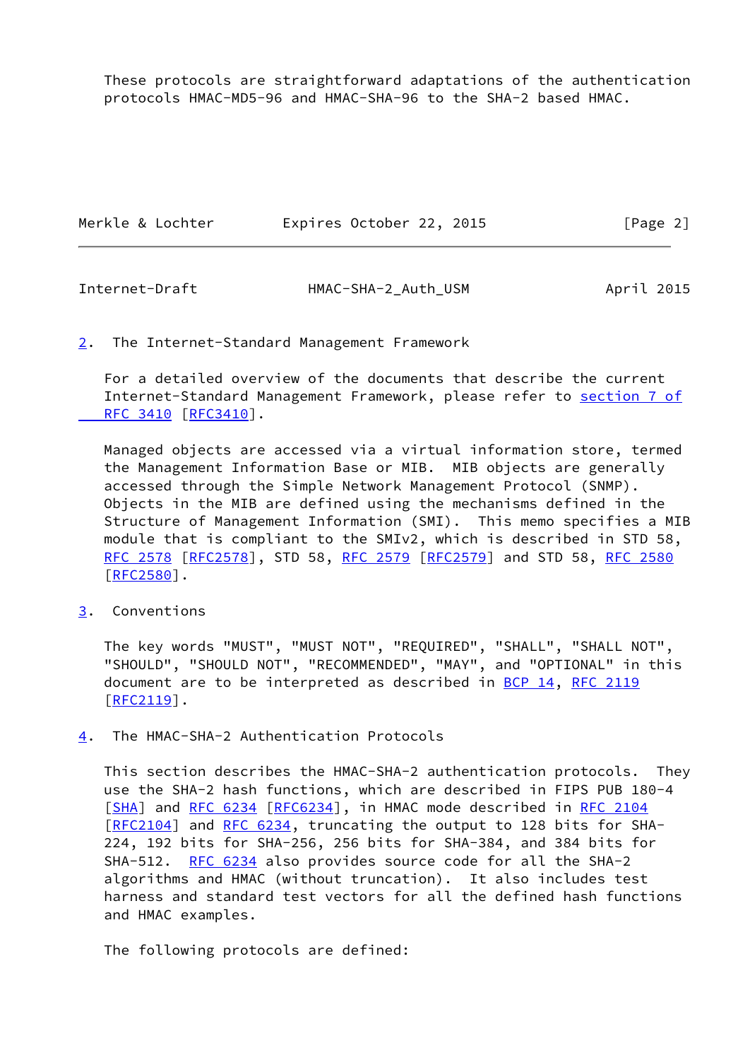These protocols are straightforward adaptations of the authentication protocols HMAC-MD5-96 and HMAC-SHA-96 to the SHA-2 based HMAC.

## 2. The Internet-Standard Management Framework

For a detailed overview of the documents that describe the current Internet-Standard Management Framework, please refer to section 7 of RFC 3410 [RFC3410].

Managed objects are accessed via a virtual information store, termed the Management Information Base or MIB. MIB objects are generally accessed through the Simple Network Management Protocol (SNMP). Objects in the MIB are defined using the mechanisms defined in the Structure of Management Information (SMI). This memo specifies a MIB module that is compliant to the SMIv2, which is described in STD 58, RFC 2578 [RFC2578], STD 58, RFC 2579 [RFC2579] and STD 58, RFC 2580 [RFC2580].

## 3. Conventions

The key words "MUST", "MUST NOT", "REQUIRED", "SHALL", "SHALL NOT", "SHOULD", "SHOULD NOT", "RECOMMENDED", "MAY", and "OPTIONAL" in this document are to be interpreted as described in BCP 14, RFC 2119 [RFC2119].

## 4. The HMAC-SHA-2 Authentication Protocols

This section describes the HMAC-SHA-2 authentication protocols. They use the SHA-2 hash functions, which are described in FIPS PUB 180-4 [SHA] and RFC 6234 [RFC6234], in HMAC mode described in RFC 2104 [RFC2104] and RFC 6234, truncating the output to 128 bits for SHA-224, 192 bits for SHA-256, 256 bits for SHA-384, and 384 bits for SHA-512. RFC 6234 also provides source code for all the SHA-2 algorithms and HMAC (without truncation). It also includes test harness and standard test vectors for all the defined hash functions and HMAC examples.

The following protocols are defined: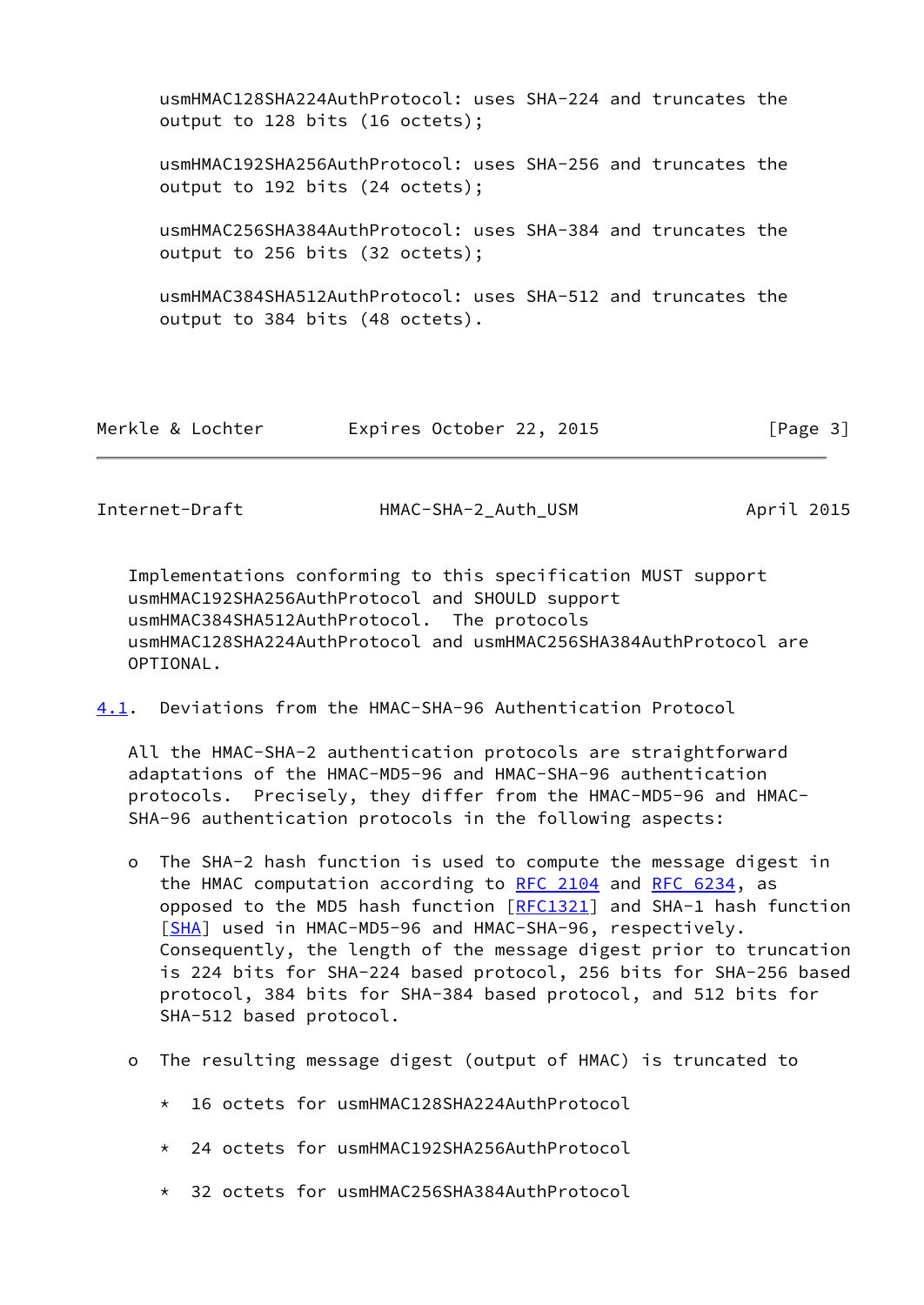usmHMAC128SHA224AuthProtocol: uses SHA-224 and truncates the output to 128 bits (16 octets);

usmHMAC192SHA256AuthProtocol: uses SHA-256 and truncates the output to 192 bits (24 octets);

usmHMAC256SHA384AuthProtocol: uses SHA-384 and truncates the output to 256 bits (32 octets);

usmHMAC384SHA512AuthProtocol: uses SHA-512 and truncates the output to 384 bits (48 octets).

Implementations conforming to this specification MUST support usmHMAC192SHA256AuthProtocol and SHOULD support usmHMAC384SHA512AuthProtocol. The protocols usmHMAC128SHA224AuthProtocol and usmHMAC256SHA384AuthProtocol are OPTIONAL.

### 4.1. Deviations from the HMAC-SHA-96 Authentication Protocol

All the HMAC-SHA-2 authentication protocols are straightforward adaptations of the HMAC-MD5-96 and HMAC-SHA-96 authentication protocols. Precisely, they differ from the HMAC-MD5-96 and HMAC-SHA-96 authentication protocols in the following aspects:

- The SHA-2 hash function is used to compute the message digest in the HMAC computation according to RFC 2104 and RFC 6234, as opposed to the MD5 hash function [RFC1321] and SHA-1 hash function [SHA] used in HMAC-MD5-96 and HMAC-SHA-96, respectively. Consequently, the length of the message digest prior to truncation is 224 bits for SHA-224 based protocol, 256 bits for SHA-256 based protocol, 384 bits for SHA-384 based protocol, and 512 bits for SHA-512 based protocol.

- The resulting message digest (output of HMAC) is truncated to
  - 16 octets for usmHMAC128SHA224AuthProtocol
  - 24 octets for usmHMAC192SHA256AuthProtocol
  - 32 octets for usmHMAC256SHA384AuthProtocol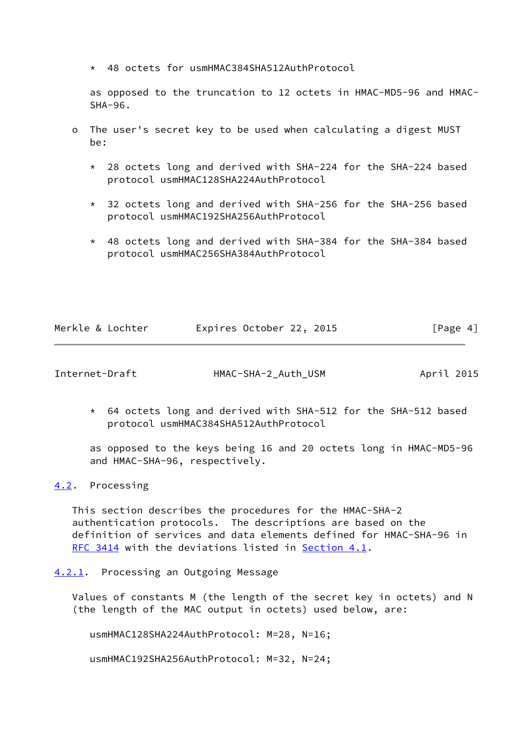* 48 octets for usmHMAC384SHA512AuthProtocol

   as opposed to the truncation to 12 octets in HMAC-MD5-96 and HMAC-SHA-96.

- The user's secret key to be used when calculating a digest MUST be:

   * 28 octets long and derived with SHA-224 for the SHA-224 based protocol usmHMAC128SHA224AuthProtocol

   * 32 octets long and derived with SHA-256 for the SHA-256 based protocol usmHMAC192SHA256AuthProtocol

   * 48 octets long and derived with SHA-384 for the SHA-384 based protocol usmHMAC256SHA384AuthProtocol

   * 64 octets long and derived with SHA-512 for the SHA-512 based protocol usmHMAC384SHA512AuthProtocol

   as opposed to the keys being 16 and 20 octets long in HMAC-MD5-96 and HMAC-SHA-96, respectively.

### 4.2. Processing

This section describes the procedures for the HMAC-SHA-2 authentication protocols. The descriptions are based on the definition of services and data elements defined for HMAC-SHA-96 in RFC 3414 with the deviations listed in Section 4.1.

#### 4.2.1. Processing an Outgoing Message

Values of constants M (the length of the secret key in octets) and N (the length of the MAC output in octets) used below, are:

usmHMAC128SHA224AuthProtocol: M=28, N=16;

usmHMAC192SHA256AuthProtocol: M=32, N=24;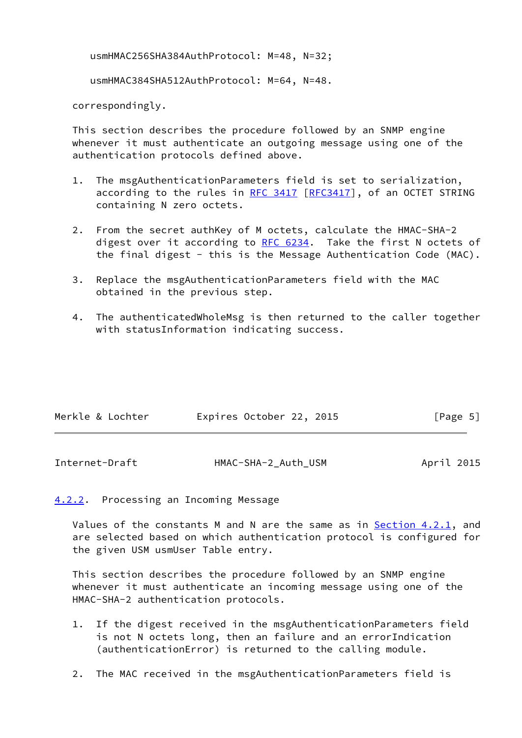usmHMAC256SHA384AuthProtocol: M=48, N=32;

usmHMAC384SHA512AuthProtocol: M=64, N=48.

correspondingly.

This section describes the procedure followed by an SNMP engine whenever it must authenticate an outgoing message using one of the authentication protocols defined above.

1. The msgAuthenticationParameters field is set to serialization, according to the rules in RFC 3417 [RFC3417], of an OCTET STRING containing N zero octets.

2. From the secret authKey of M octets, calculate the HMAC-SHA-2 digest over it according to RFC 6234. Take the first N octets of the final digest - this is the Message Authentication Code (MAC).

3. Replace the msgAuthenticationParameters field with the MAC obtained in the previous step.

4. The authenticatedWholeMsg is then returned to the caller together with statusInformation indicating success.

### 4.2.2. Processing an Incoming Message

Values of the constants M and N are the same as in Section 4.2.1, and are selected based on which authentication protocol is configured for the given USM usmUser Table entry.

This section describes the procedure followed by an SNMP engine whenever it must authenticate an incoming message using one of the HMAC-SHA-2 authentication protocols.

1. If the digest received in the msgAuthenticationParameters field is not N octets long, then an failure and an errorIndication (authenticationError) is returned to the calling module.

2. The MAC received in the msgAuthenticationParameters field is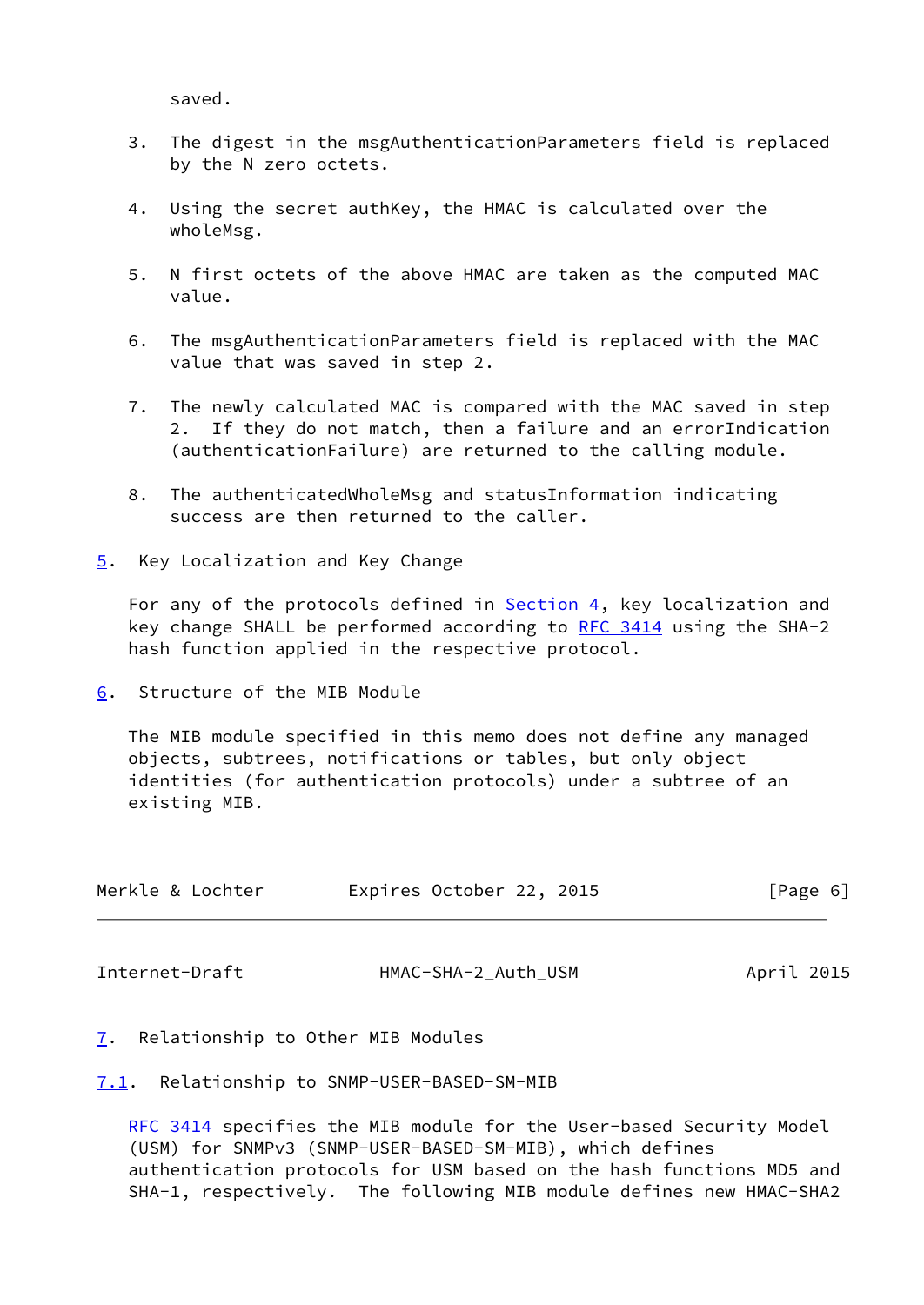saved.

3. The digest in the msgAuthenticationParameters field is replaced by the N zero octets.

4. Using the secret authKey, the HMAC is calculated over the wholeMsg.

5. N first octets of the above HMAC are taken as the computed MAC value.

6. The msgAuthenticationParameters field is replaced with the MAC value that was saved in step 2.

7. The newly calculated MAC is compared with the MAC saved in step 2. If they do not match, then a failure and an errorIndication (authenticationFailure) are returned to the calling module.

8. The authenticatedWholeMsg and statusInformation indicating success are then returned to the caller.

## 5. Key Localization and Key Change

For any of the protocols defined in Section 4, key localization and key change SHALL be performed according to RFC 3414 using the SHA-2 hash function applied in the respective protocol.

## 6. Structure of the MIB Module

The MIB module specified in this memo does not define any managed objects, subtrees, notifications or tables, but only object identities (for authentication protocols) under a subtree of an existing MIB.

## 7. Relationship to Other MIB Modules

### 7.1. Relationship to SNMP-USER-BASED-SM-MIB

RFC 3414 specifies the MIB module for the User-based Security Model (USM) for SNMPv3 (SNMP-USER-BASED-SM-MIB), which defines authentication protocols for USM based on the hash functions MD5 and SHA-1, respectively. The following MIB module defines new HMAC-SHA2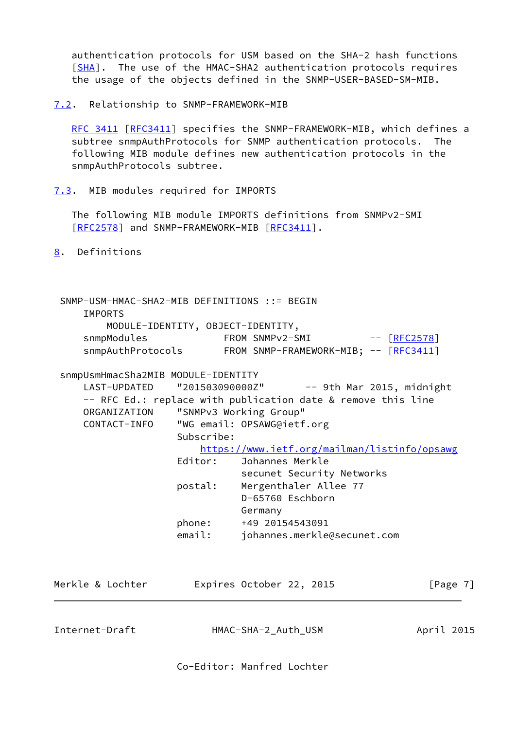authentication protocols for USM based on the SHA-2 hash functions [SHA]. The use of the HMAC-SHA2 authentication protocols requires the usage of the objects defined in the SNMP-USER-BASED-SM-MIB.

## 7.2. Relationship to SNMP-FRAMEWORK-MIB

RFC 3411 [RFC3411] specifies the SNMP-FRAMEWORK-MIB, which defines a subtree snmpAuthProtocols for SNMP authentication protocols. The following MIB module defines new authentication protocols in the snmpAuthProtocols subtree.

## 7.3. MIB modules required for IMPORTS

The following MIB module IMPORTS definitions from SNMPv2-SMI [RFC2578] and SNMP-FRAMEWORK-MIB [RFC3411].

# 8. Definitions

```
SNMP-USM-HMAC-SHA2-MIB DEFINITIONS ::= BEGIN
    IMPORTS
        MODULE-IDENTITY, OBJECT-IDENTITY,
    snmpModules             FROM SNMPv2-SMI          -- [RFC2578]
    snmpAuthProtocols       FROM SNMP-FRAMEWORK-MIB; -- [RFC3411]

snmpUsmHmacSha2MIB MODULE-IDENTITY
    LAST-UPDATED    "201503090000Z"       -- 9th Mar 2015, midnight
    -- RFC Ed.: replace with publication date & remove this line
    ORGANIZATION    "SNMPv3 Working Group"
    CONTACT-INFO    "WG email: OPSAWG@ietf.org
                    Subscribe:
                        https://www.ietf.org/mailman/listinfo/opsawg
                    Editor:     Johannes Merkle
                                secunet Security Networks
                    postal:     Mergenthaler Allee 77
                                D-65760 Eschborn
                                Germany
                    phone:      +49 20154543091
                    email:      johannes.merkle@secunet.com

                    Co-Editor: Manfred Lochter
```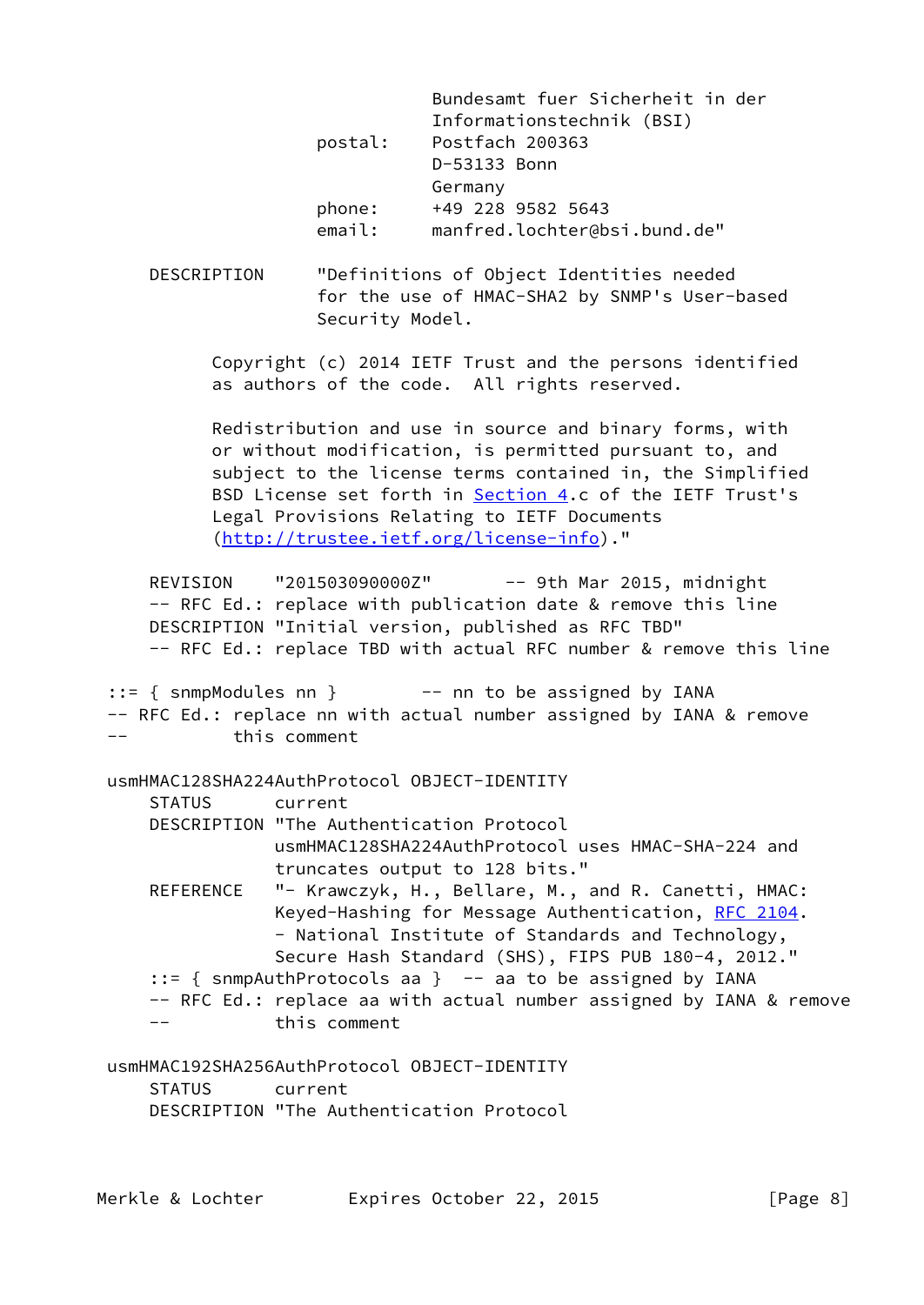```
                             Bundesamt fuer Sicherheit in der
                             Informationstechnik (BSI)
                    postal:  Postfach 200363
                             D-53133 Bonn
                             Germany
                    phone:   +49 228 9582 5643
                    email:   manfred.lochter@bsi.bund.de"

    DESCRIPTION     "Definitions of Object Identities needed
                    for the use of HMAC-SHA2 by SNMP's User-based
                    Security Model.

          Copyright (c) 2014 IETF Trust and the persons identified
          as authors of the code.  All rights reserved.

          Redistribution and use in source and binary forms, with
          or without modification, is permitted pursuant to, and
          subject to the license terms contained in, the Simplified
          BSD License set forth in Section 4.c of the IETF Trust's
          Legal Provisions Relating to IETF Documents
          (http://trustee.ietf.org/license-info)."

    REVISION    "201503090000Z"       -- 9th Mar 2015, midnight
    -- RFC Ed.: replace with publication date & remove this line
    DESCRIPTION "Initial version, published as RFC TBD"
    -- RFC Ed.: replace TBD with actual RFC number & remove this line

::= { snmpModules nn }        -- nn to be assigned by IANA
-- RFC Ed.: replace nn with actual number assigned by IANA & remove
--          this comment

usmHMAC128SHA224AuthProtocol OBJECT-IDENTITY
    STATUS      current
    DESCRIPTION "The Authentication Protocol
                usmHMAC128SHA224AuthProtocol uses HMAC-SHA-224 and
                truncates output to 128 bits."
    REFERENCE   "- Krawczyk, H., Bellare, M., and R. Canetti, HMAC:
                Keyed-Hashing for Message Authentication, RFC 2104.
                - National Institute of Standards and Technology,
                Secure Hash Standard (SHS), FIPS PUB 180-4, 2012."
    ::= { snmpAuthProtocols aa }  -- aa to be assigned by IANA
    -- RFC Ed.: replace aa with actual number assigned by IANA & remove
    --          this comment

usmHMAC192SHA256AuthProtocol OBJECT-IDENTITY
    STATUS      current
    DESCRIPTION "The Authentication Protocol
```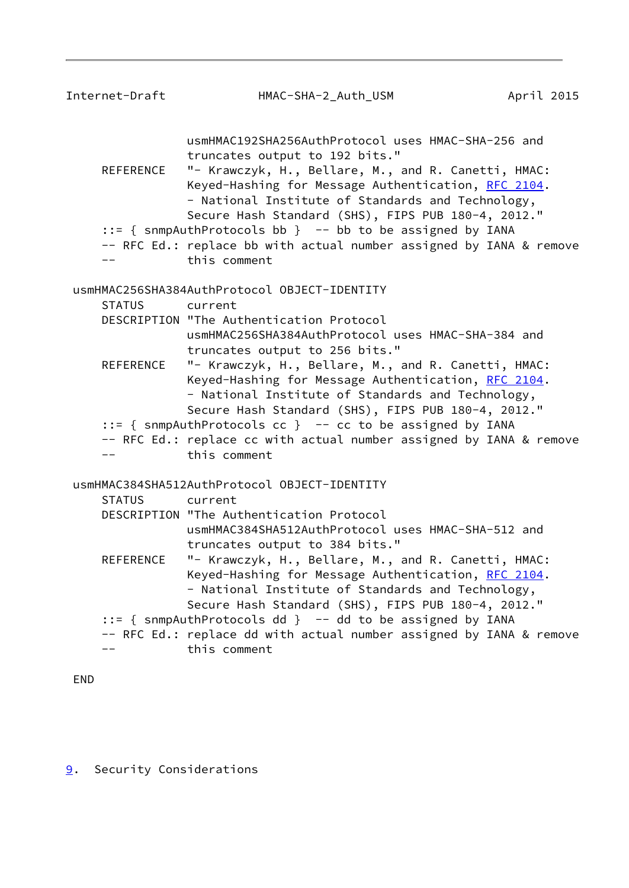```
                 usmHMAC192SHA256AuthProtocol uses HMAC-SHA-256 and
                 truncates output to 192 bits."
    REFERENCE   "- Krawczyk, H., Bellare, M., and R. Canetti, HMAC:
                 Keyed-Hashing for Message Authentication, RFC 2104.
                 - National Institute of Standards and Technology,
                 Secure Hash Standard (SHS), FIPS PUB 180-4, 2012."
    ::= { snmpAuthProtocols bb }  -- bb to be assigned by IANA
    -- RFC Ed.: replace bb with actual number assigned by IANA & remove
    --          this comment

 usmHMAC256SHA384AuthProtocol OBJECT-IDENTITY
    STATUS      current
    DESCRIPTION "The Authentication Protocol
                 usmHMAC256SHA384AuthProtocol uses HMAC-SHA-384 and
                 truncates output to 256 bits."
    REFERENCE   "- Krawczyk, H., Bellare, M., and R. Canetti, HMAC:
                 Keyed-Hashing for Message Authentication, RFC 2104.
                 - National Institute of Standards and Technology,
                 Secure Hash Standard (SHS), FIPS PUB 180-4, 2012."
    ::= { snmpAuthProtocols cc }  -- cc to be assigned by IANA
    -- RFC Ed.: replace cc with actual number assigned by IANA & remove
    --          this comment

 usmHMAC384SHA512AuthProtocol OBJECT-IDENTITY
    STATUS      current
    DESCRIPTION "The Authentication Protocol
                 usmHMAC384SHA512AuthProtocol uses HMAC-SHA-512 and
                 truncates output to 384 bits."
    REFERENCE   "- Krawczyk, H., Bellare, M., and R. Canetti, HMAC:
                 Keyed-Hashing for Message Authentication, RFC 2104.
                 - National Institute of Standards and Technology,
                 Secure Hash Standard (SHS), FIPS PUB 180-4, 2012."
    ::= { snmpAuthProtocols dd }  -- dd to be assigned by IANA
    -- RFC Ed.: replace dd with actual number assigned by IANA & remove
    --          this comment

 END
```

## 9. Security Considerations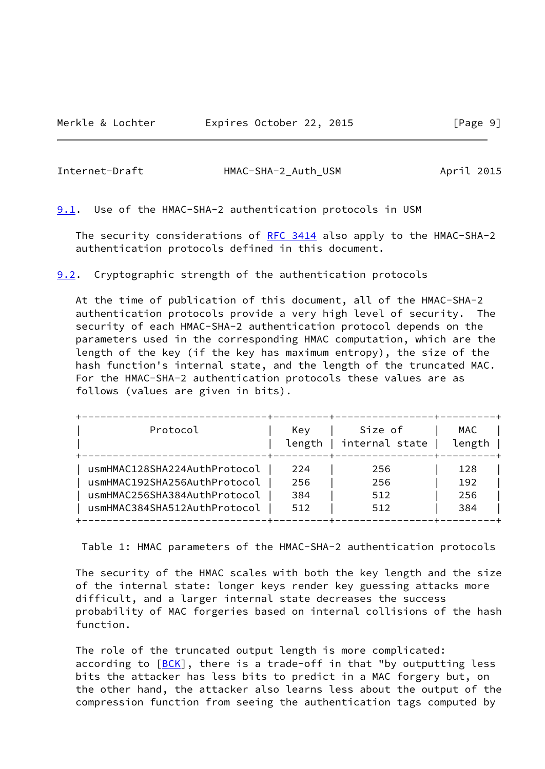### 9.1. Use of the HMAC-SHA-2 authentication protocols in USM

The security considerations of RFC 3414 also apply to the HMAC-SHA-2 authentication protocols defined in this document.

### 9.2. Cryptographic strength of the authentication protocols

At the time of publication of this document, all of the HMAC-SHA-2 authentication protocols provide a very high level of security. The security of each HMAC-SHA-2 authentication protocol depends on the parameters used in the corresponding HMAC computation, which are the length of the key (if the key has maximum entropy), the size of the hash function's internal state, and the length of the truncated MAC. For the HMAC-SHA-2 authentication protocols these values are as follows (values are given in bits).

| Protocol | Key length | Size of internal state | MAC length |
|---|---|---|---|
| usmHMAC128SHA224AuthProtocol | 224 | 256 | 128 |
| usmHMAC192SHA256AuthProtocol | 256 | 256 | 192 |
| usmHMAC256SHA384AuthProtocol | 384 | 512 | 256 |
| usmHMAC384SHA512AuthProtocol | 512 | 512 | 384 |

Table 1: HMAC parameters of the HMAC-SHA-2 authentication protocols

The security of the HMAC scales with both the key length and the size of the internal state: longer keys render key guessing attacks more difficult, and a larger internal state decreases the success probability of MAC forgeries based on internal collisions of the hash function.

The role of the truncated output length is more complicated: according to [BCK], there is a trade-off in that "by outputting less bits the attacker has less bits to predict in a MAC forgery but, on the other hand, the attacker also learns less about the output of the compression function from seeing the authentication tags computed by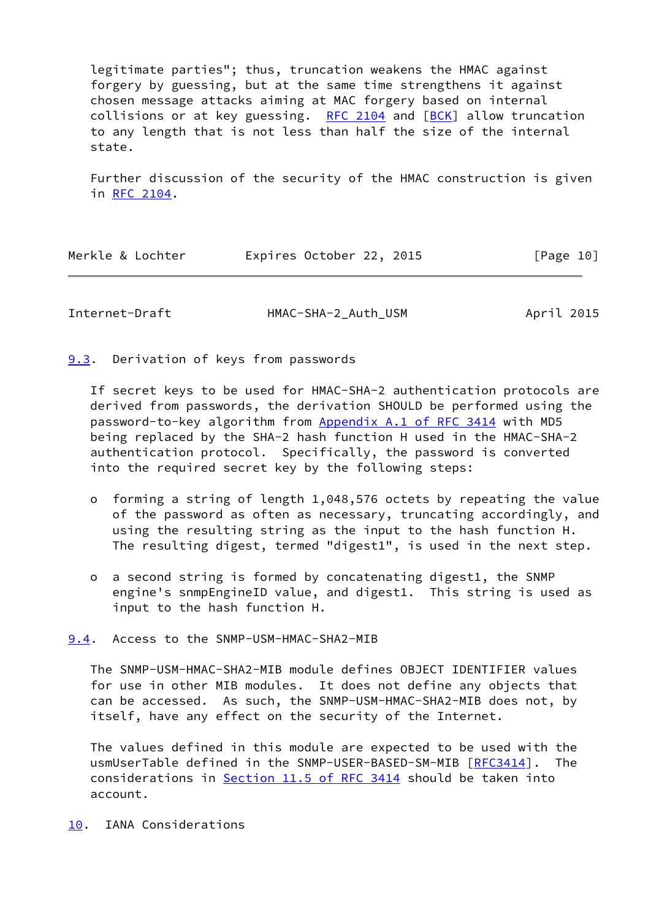legitimate parties"; thus, truncation weakens the HMAC against forgery by guessing, but at the same time strengthens it against chosen message attacks aiming at MAC forgery based on internal collisions or at key guessing. RFC 2104 and [BCK] allow truncation to any length that is not less than half the size of the internal state.

Further discussion of the security of the HMAC construction is given in RFC 2104.

### 9.3. Derivation of keys from passwords

If secret keys to be used for HMAC-SHA-2 authentication protocols are derived from passwords, the derivation SHOULD be performed using the password-to-key algorithm from Appendix A.1 of RFC 3414 with MD5 being replaced by the SHA-2 hash function H used in the HMAC-SHA-2 authentication protocol. Specifically, the password is converted into the required secret key by the following steps:

- forming a string of length 1,048,576 octets by repeating the value of the password as often as necessary, truncating accordingly, and using the resulting string as the input to the hash function H. The resulting digest, termed "digest1", is used in the next step.

- a second string is formed by concatenating digest1, the SNMP engine's snmpEngineID value, and digest1. This string is used as input to the hash function H.

### 9.4. Access to the SNMP-USM-HMAC-SHA2-MIB

The SNMP-USM-HMAC-SHA2-MIB module defines OBJECT IDENTIFIER values for use in other MIB modules. It does not define any objects that can be accessed. As such, the SNMP-USM-HMAC-SHA2-MIB does not, by itself, have any effect on the security of the Internet.

The values defined in this module are expected to be used with the usmUserTable defined in the SNMP-USER-BASED-SM-MIB [RFC3414]. The considerations in Section 11.5 of RFC 3414 should be taken into account.

## 10. IANA Considerations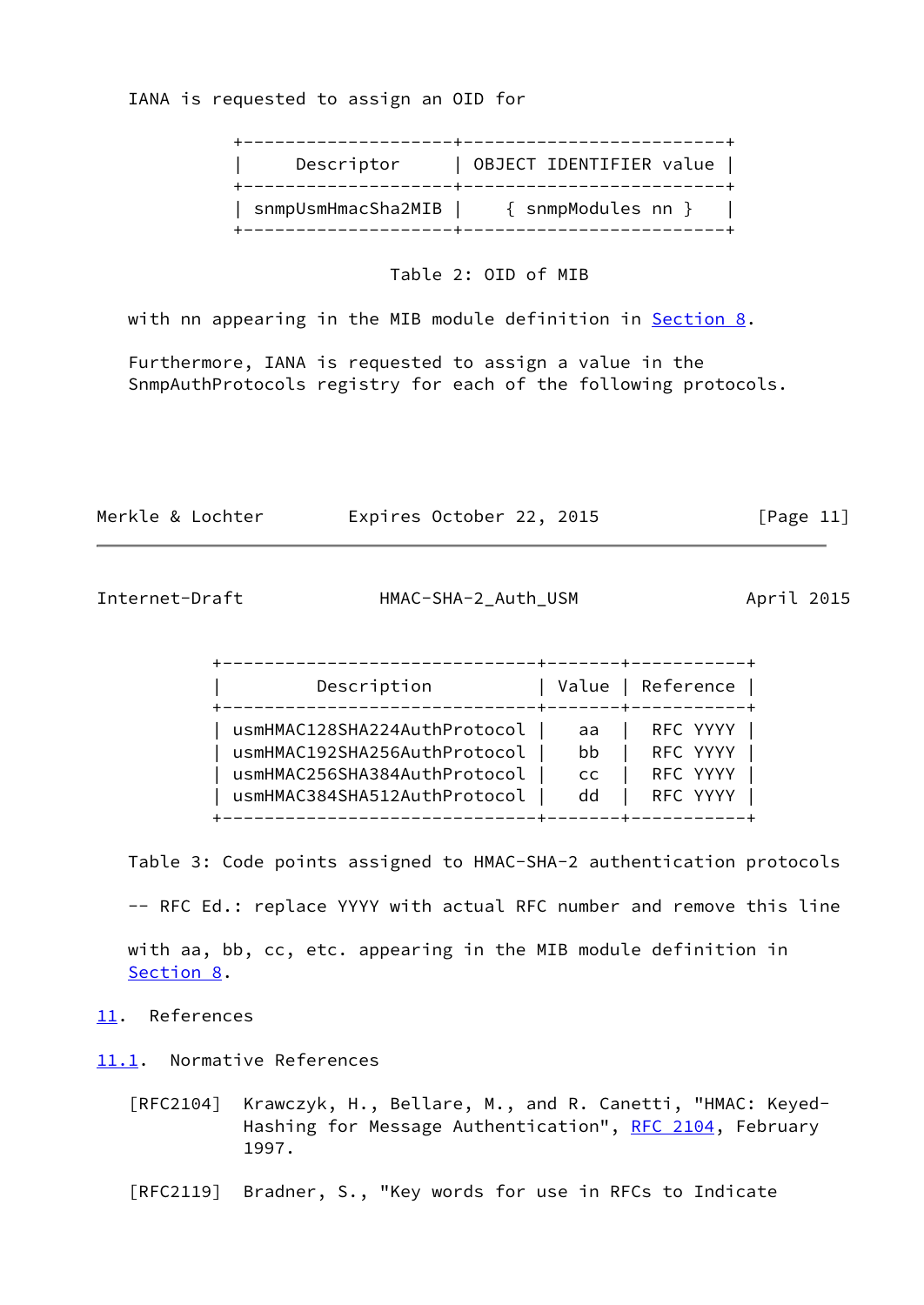IANA is requested to assign an OID for

| Descriptor | OBJECT IDENTIFIER value |
| --- | --- |
| snmpUsmHmacSha2MIB | { snmpModules nn } |

Table 2: OID of MIB

with nn appearing in the MIB module definition in Section 8.

Furthermore, IANA is requested to assign a value in the SnmpAuthProtocols registry for each of the following protocols.

| Description | Value | Reference |
| --- | --- | --- |
| usmHMAC128SHA224AuthProtocol | aa | RFC YYYY |
| usmHMAC192SHA256AuthProtocol | bb | RFC YYYY |
| usmHMAC256SHA384AuthProtocol | cc | RFC YYYY |
| usmHMAC384SHA512AuthProtocol | dd | RFC YYYY |

Table 3: Code points assigned to HMAC-SHA-2 authentication protocols

-- RFC Ed.: replace YYYY with actual RFC number and remove this line

with aa, bb, cc, etc. appearing in the MIB module definition in Section 8.

## 11. References

### 11.1. Normative References

[RFC2104] Krawczyk, H., Bellare, M., and R. Canetti, "HMAC: Keyed-Hashing for Message Authentication", RFC 2104, February 1997.

[RFC2119] Bradner, S., "Key words for use in RFCs to Indicate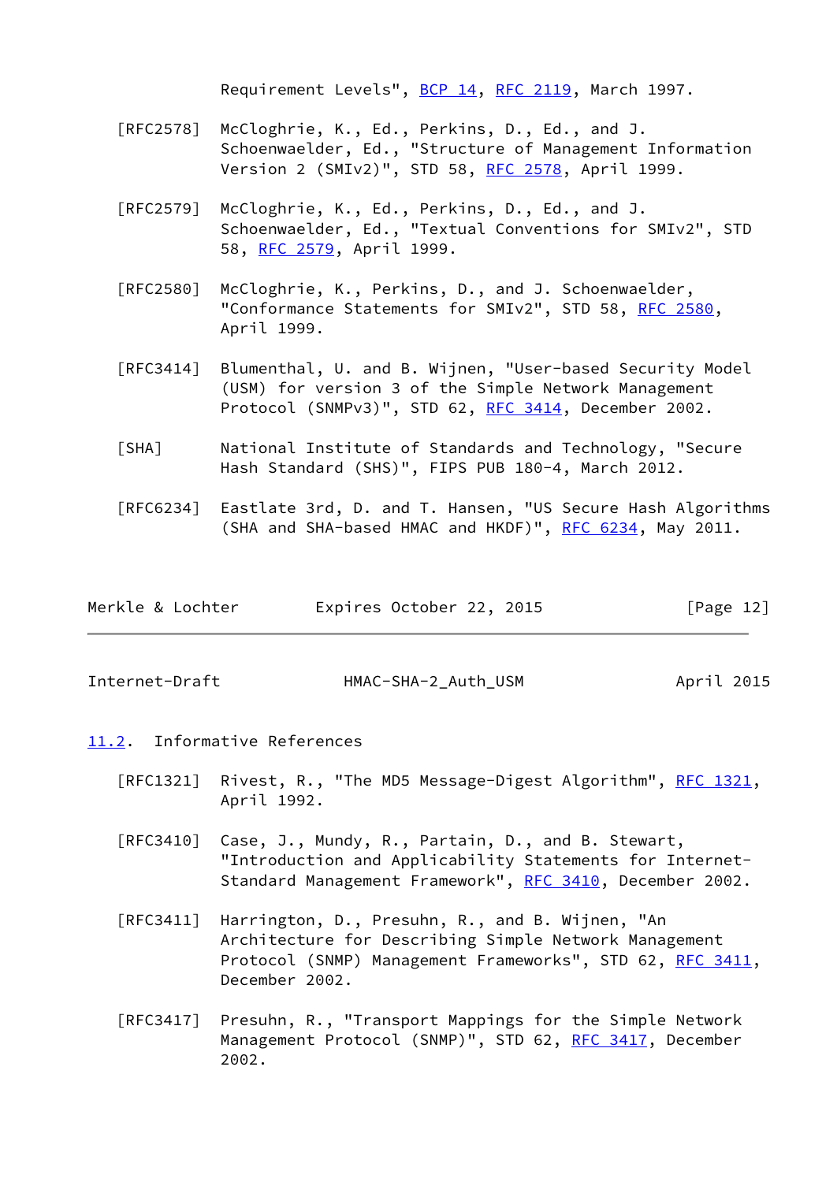Requirement Levels", BCP 14, RFC 2119, March 1997.

[RFC2578] McCloghrie, K., Ed., Perkins, D., Ed., and J. Schoenwaelder, Ed., "Structure of Management Information Version 2 (SMIv2)", STD 58, RFC 2578, April 1999.

[RFC2579] McCloghrie, K., Ed., Perkins, D., Ed., and J. Schoenwaelder, Ed., "Textual Conventions for SMIv2", STD 58, RFC 2579, April 1999.

[RFC2580] McCloghrie, K., Perkins, D., and J. Schoenwaelder, "Conformance Statements for SMIv2", STD 58, RFC 2580, April 1999.

[RFC3414] Blumenthal, U. and B. Wijnen, "User-based Security Model (USM) for version 3 of the Simple Network Management Protocol (SNMPv3)", STD 62, RFC 3414, December 2002.

[SHA] National Institute of Standards and Technology, "Secure Hash Standard (SHS)", FIPS PUB 180-4, March 2012.

[RFC6234] Eastlate 3rd, D. and T. Hansen, "US Secure Hash Algorithms (SHA and SHA-based HMAC and HKDF)", RFC 6234, May 2011.

## 11.2. Informative References

[RFC1321] Rivest, R., "The MD5 Message-Digest Algorithm", RFC 1321, April 1992.

[RFC3410] Case, J., Mundy, R., Partain, D., and B. Stewart, "Introduction and Applicability Statements for Internet-Standard Management Framework", RFC 3410, December 2002.

[RFC3411] Harrington, D., Presuhn, R., and B. Wijnen, "An Architecture for Describing Simple Network Management Protocol (SNMP) Management Frameworks", STD 62, RFC 3411, December 2002.

[RFC3417] Presuhn, R., "Transport Mappings for the Simple Network Management Protocol (SNMP)", STD 62, RFC 3417, December 2002.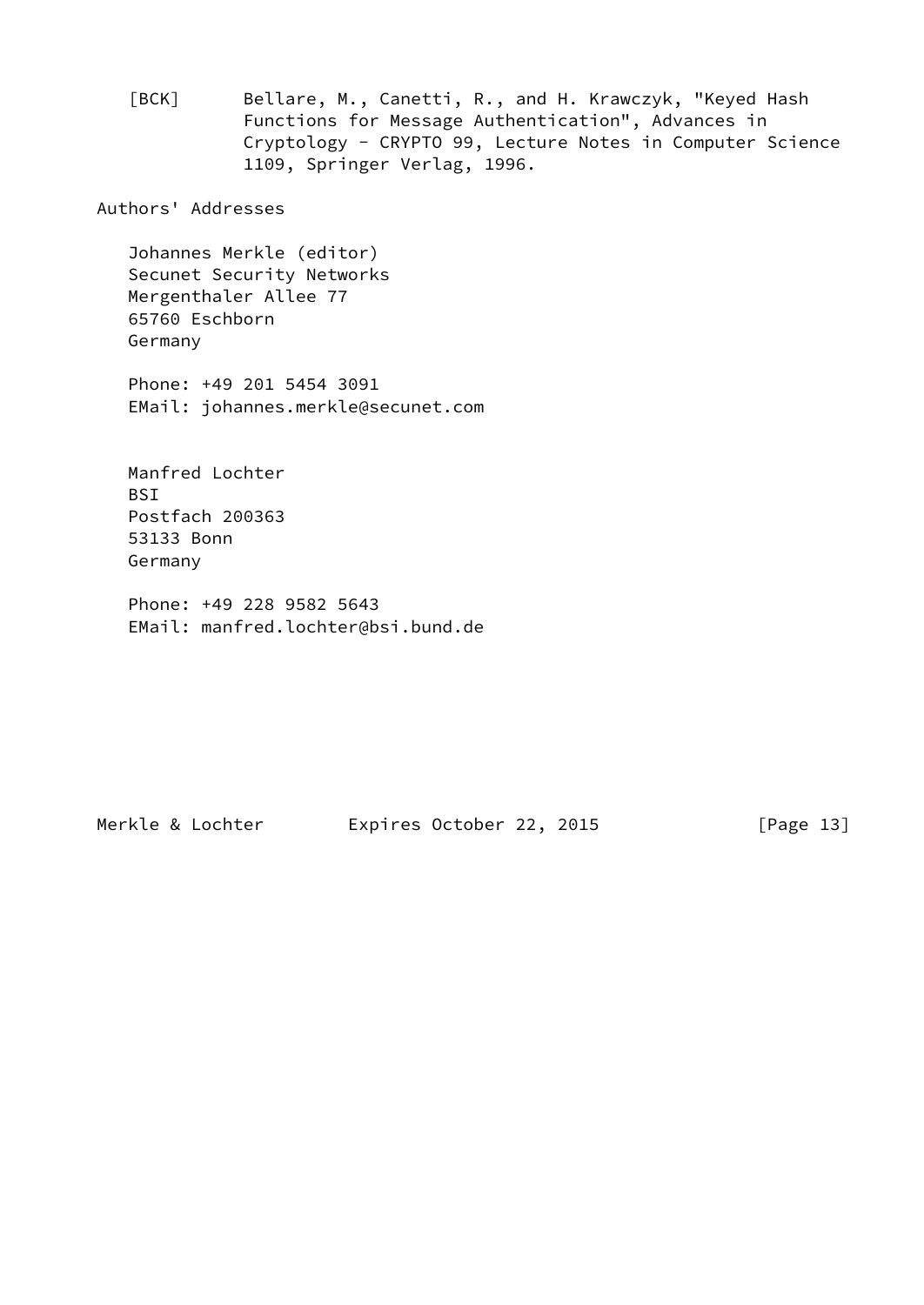[BCK] Bellare, M., Canetti, R., and H. Krawczyk, "Keyed Hash Functions for Message Authentication", Advances in Cryptology - CRYPTO 99, Lecture Notes in Computer Science 1109, Springer Verlag, 1996.

## Authors' Addresses

Johannes Merkle (editor)
Secunet Security Networks
Mergenthaler Allee 77
65760 Eschborn
Germany

Phone: +49 201 5454 3091
EMail: johannes.merkle@secunet.com

Manfred Lochter
BSI
Postfach 200363
53133 Bonn
Germany

Phone: +49 228 9582 5643
EMail: manfred.lochter@bsi.bund.de